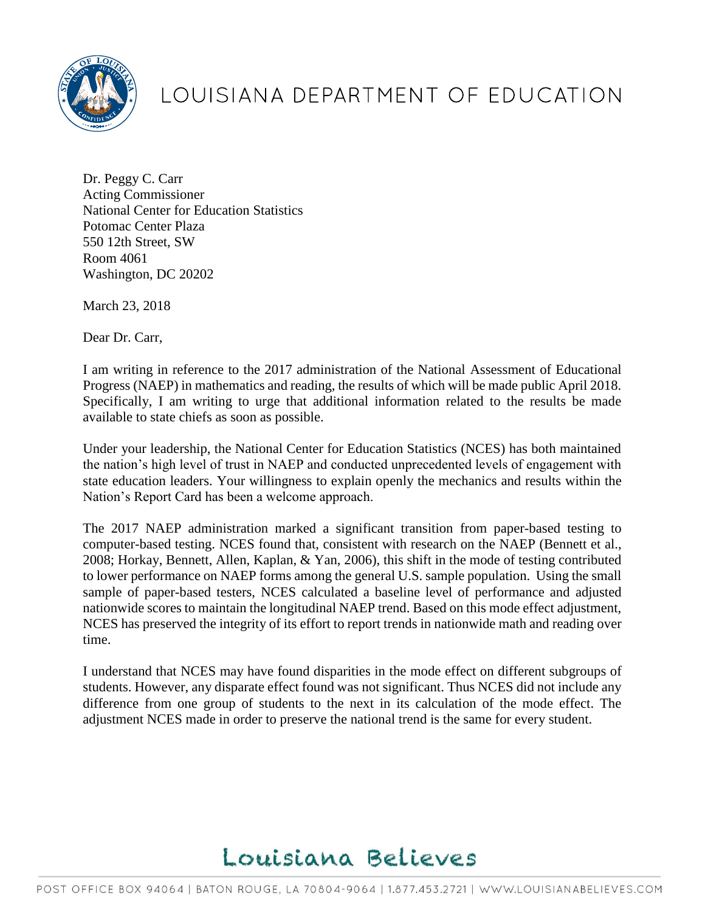# LOUISIANA DEPARTMENT OF EDUCATION

Dr. Peggy C. Carr
Acting Commissioner
National Center for Education Statistics
Potomac Center Plaza
550 12th Street, SW
Room 4061
Washington, DC 20202

March 23, 2018

Dear Dr. Carr,

I am writing in reference to the 2017 administration of the National Assessment of Educational Progress (NAEP) in mathematics and reading, the results of which will be made public April 2018. Specifically, I am writing to urge that additional information related to the results be made available to state chiefs as soon as possible.

Under your leadership, the National Center for Education Statistics (NCES) has both maintained the nation's high level of trust in NAEP and conducted unprecedented levels of engagement with state education leaders. Your willingness to explain openly the mechanics and results within the Nation's Report Card has been a welcome approach.

The 2017 NAEP administration marked a significant transition from paper-based testing to computer-based testing. NCES found that, consistent with research on the NAEP (Bennett et al., 2008; Horkay, Bennett, Allen, Kaplan, & Yan, 2006), this shift in the mode of testing contributed to lower performance on NAEP forms among the general U.S. sample population. Using the small sample of paper-based testers, NCES calculated a baseline level of performance and adjusted nationwide scores to maintain the longitudinal NAEP trend. Based on this mode effect adjustment, NCES has preserved the integrity of its effort to report trends in nationwide math and reading over time.

I understand that NCES may have found disparities in the mode effect on different subgroups of students. However, any disparate effect found was not significant. Thus NCES did not include any difference from one group of students to the next in its calculation of the mode effect. The adjustment NCES made in order to preserve the national trend is the same for every student.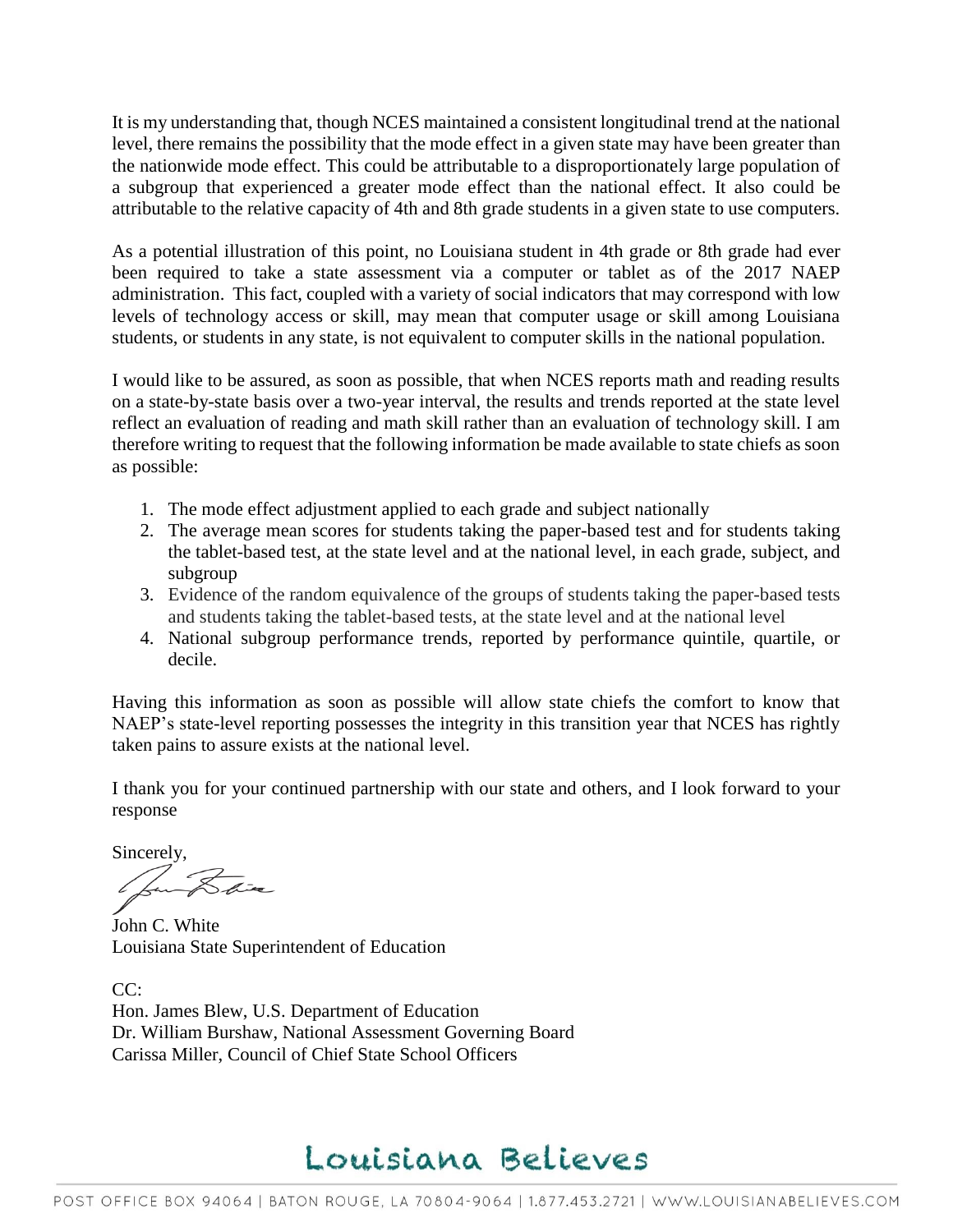It is my understanding that, though NCES maintained a consistent longitudinal trend at the national level, there remains the possibility that the mode effect in a given state may have been greater than the nationwide mode effect. This could be attributable to a disproportionately large population of a subgroup that experienced a greater mode effect than the national effect. It also could be attributable to the relative capacity of 4th and 8th grade students in a given state to use computers.

As a potential illustration of this point, no Louisiana student in 4th grade or 8th grade had ever been required to take a state assessment via a computer or tablet as of the 2017 NAEP administration. This fact, coupled with a variety of social indicators that may correspond with low levels of technology access or skill, may mean that computer usage or skill among Louisiana students, or students in any state, is not equivalent to computer skills in the national population.

I would like to be assured, as soon as possible, that when NCES reports math and reading results on a state-by-state basis over a two-year interval, the results and trends reported at the state level reflect an evaluation of reading and math skill rather than an evaluation of technology skill. I am therefore writing to request that the following information be made available to state chiefs as soon as possible:

1. The mode effect adjustment applied to each grade and subject nationally
2. The average mean scores for students taking the paper-based test and for students taking the tablet-based test, at the state level and at the national level, in each grade, subject, and subgroup
3. Evidence of the random equivalence of the groups of students taking the paper-based tests and students taking the tablet-based tests, at the state level and at the national level
4. National subgroup performance trends, reported by performance quintile, quartile, or decile.

Having this information as soon as possible will allow state chiefs the comfort to know that NAEP's state-level reporting possesses the integrity in this transition year that NCES has rightly taken pains to assure exists at the national level.

I thank you for your continued partnership with our state and others, and I look forward to your response

Sincerely,

John C. White
Louisiana State Superintendent of Education

CC:
Hon. James Blew, U.S. Department of Education
Dr. William Burshaw, National Assessment Governing Board
Carissa Miller, Council of Chief State School Officers

Louisiana Believes

POST OFFICE BOX 94064 | BATON ROUGE, LA 70804-9064 | 1.877.453.2721 | WWW.LOUISIANABELIEVES.COM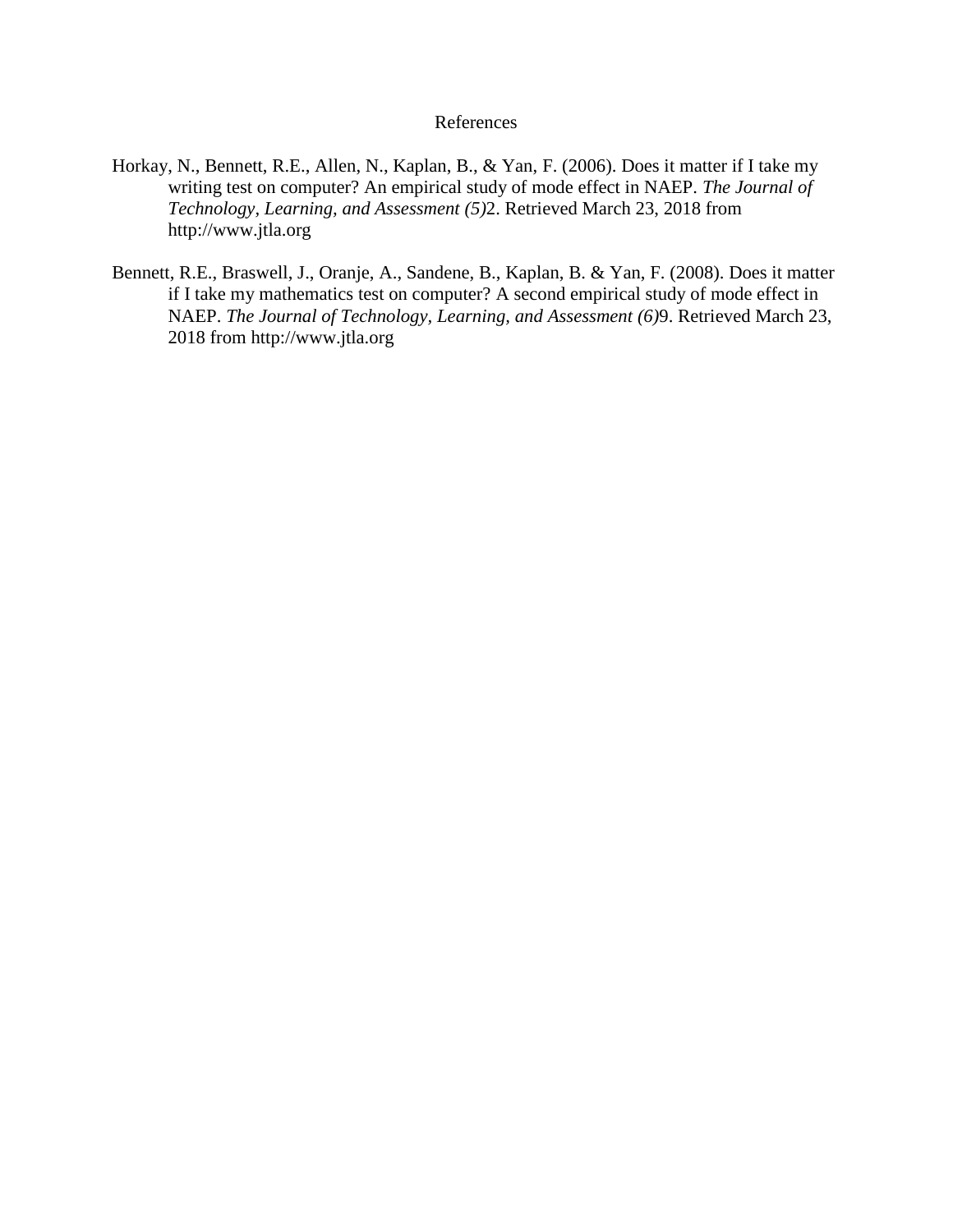# References

Horkay, N., Bennett, R.E., Allen, N., Kaplan, B., & Yan, F. (2006). Does it matter if I take my writing test on computer? An empirical study of mode effect in NAEP. *The Journal of Technology, Learning, and Assessment (5)*2. Retrieved March 23, 2018 from http://www.jtla.org

Bennett, R.E., Braswell, J., Oranje, A., Sandene, B., Kaplan, B. & Yan, F. (2008). Does it matter if I take my mathematics test on computer? A second empirical study of mode effect in NAEP. *The Journal of Technology, Learning, and Assessment (6)*9. Retrieved March 23, 2018 from http://www.jtla.org